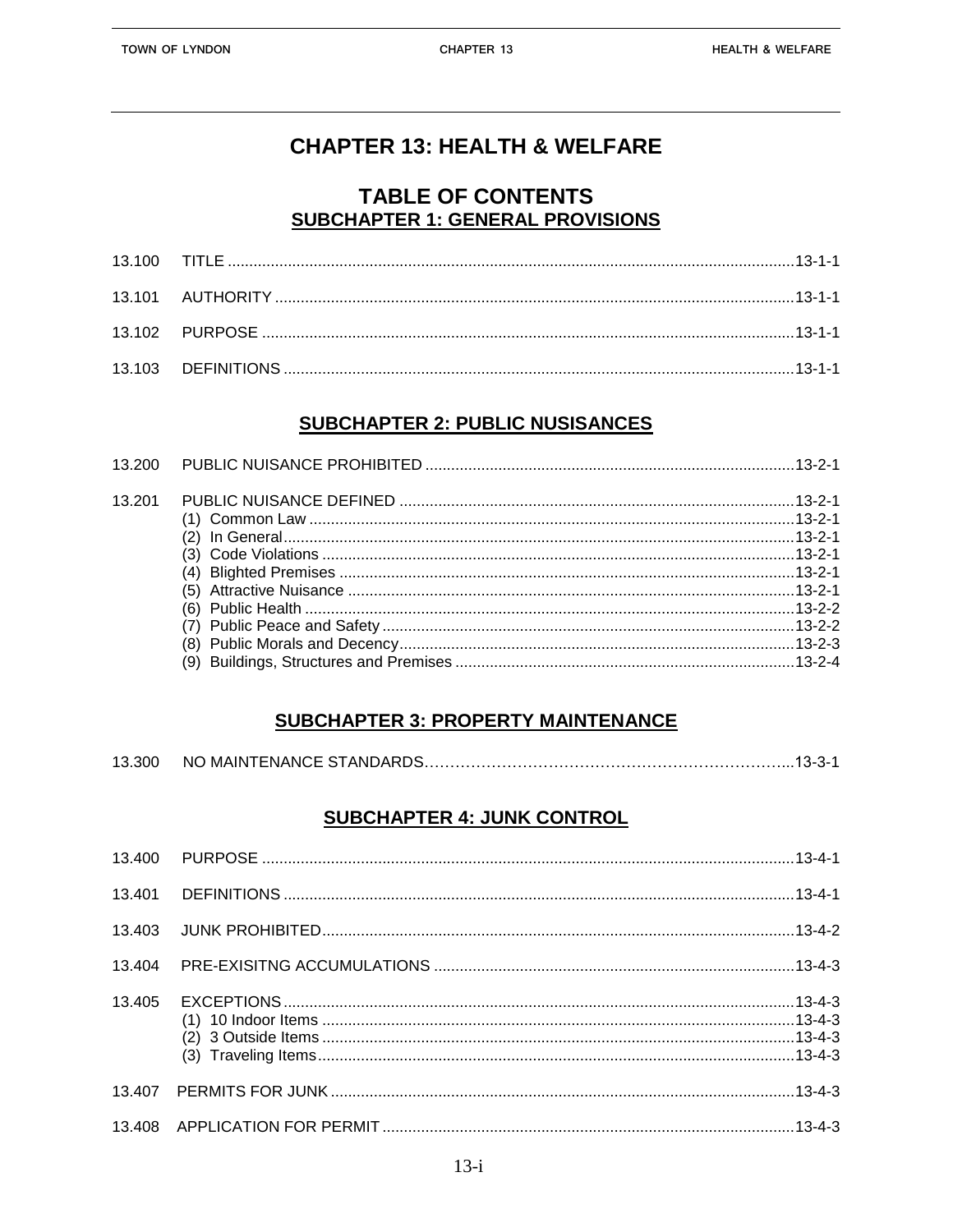# CHAPTER 13: HEALTH & WELFARE

## TABLE OF CONTENTS

### SUBCHAPTER 1: GENERAL PROVISIONS

13.100 TITLE ....... 13-1-1

13.101 AUTHORITY ....... 13-1-1

13.102 PURPOSE ....... 13-1-1

13.103 DEFINITIONS ....... 13-1-1

### SUBCHAPTER 2: PUBLIC NUSISANCES

13.200 PUBLIC NUISANCE PROHIBITED ....... 13-2-1

13.201 PUBLIC NUISANCE DEFINED ....... 13-2-1
- (1) Common Law ....... 13-2-1
- (2) In General ....... 13-2-1
- (3) Code Violations ....... 13-2-1
- (4) Blighted Premises ....... 13-2-1
- (5) Attractive Nuisance ....... 13-2-1
- (6) Public Health ....... 13-2-2
- (7) Public Peace and Safety ....... 13-2-2
- (8) Public Morals and Decency ....... 13-2-3
- (9) Buildings, Structures and Premises ....... 13-2-4

### SUBCHAPTER 3: PROPERTY MAINTENANCE

13.300 NO MAINTENANCE STANDARDS ....... 13-3-1

### SUBCHAPTER 4: JUNK CONTROL

13.400 PURPOSE ....... 13-4-1

13.401 DEFINITIONS ....... 13-4-1

13.403 JUNK PROHIBITED ....... 13-4-2

13.404 PRE-EXISITNG ACCUMULATIONS ....... 13-4-3

13.405 EXCEPTIONS ....... 13-4-3
- (1) 10 Indoor Items ....... 13-4-3
- (2) 3 Outside Items ....... 13-4-3
- (3) Traveling Items ....... 13-4-3

13.407 PERMITS FOR JUNK ....... 13-4-3

13.408 APPLICATION FOR PERMIT ....... 13-4-3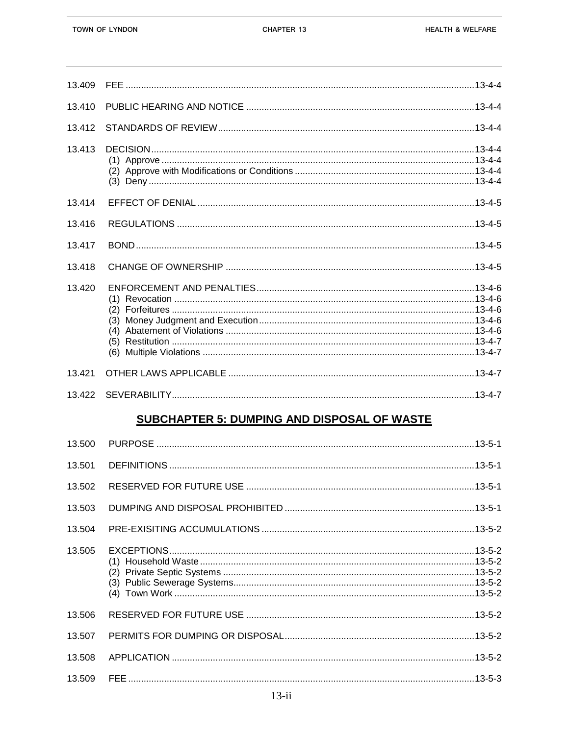| | | |
|---|---|---|
| 13.409 | FEE | 13-4-4 |
| 13.410 | PUBLIC HEARING AND NOTICE | 13-4-4 |
| 13.412 | STANDARDS OF REVIEW | 13-4-4 |
| 13.413 | DECISION | 13-4-4 |
| | (1) Approve | 13-4-4 |
| | (2) Approve with Modifications or Conditions | 13-4-4 |
| | (3) Deny | 13-4-4 |
| 13.414 | EFFECT OF DENIAL | 13-4-5 |
| 13.416 | REGULATIONS | 13-4-5 |
| 13.417 | BOND | 13-4-5 |
| 13.418 | CHANGE OF OWNERSHIP | 13-4-5 |
| 13.420 | ENFORCEMENT AND PENALTIES | 13-4-6 |
| | (1) Revocation | 13-4-6 |
| | (2) Forfeitures | 13-4-6 |
| | (3) Money Judgment and Execution | 13-4-6 |
| | (4) Abatement of Violations | 13-4-6 |
| | (5) Restitution | 13-4-7 |
| | (6) Multiple Violations | 13-4-7 |
| 13.421 | OTHER LAWS APPLICABLE | 13-4-7 |
| 13.422 | SEVERABILITY | 13-4-7 |

## SUBCHAPTER 5: DUMPING AND DISPOSAL OF WASTE

| | | |
|---|---|---|
| 13.500 | PURPOSE | 13-5-1 |
| 13.501 | DEFINITIONS | 13-5-1 |
| 13.502 | RESERVED FOR FUTURE USE | 13-5-1 |
| 13.503 | DUMPING AND DISPOSAL PROHIBITED | 13-5-1 |
| 13.504 | PRE-EXISITING ACCUMULATIONS | 13-5-2 |
| 13.505 | EXCEPTIONS | 13-5-2 |
| | (1) Household Waste | 13-5-2 |
| | (2) Private Septic Systems | 13-5-2 |
| | (3) Public Sewerage Systems | 13-5-2 |
| | (4) Town Work | 13-5-2 |
| 13.506 | RESERVED FOR FUTURE USE | 13-5-2 |
| 13.507 | PERMITS FOR DUMPING OR DISPOSAL | 13-5-2 |
| 13.508 | APPLICATION | 13-5-2 |
| 13.509 | FEE | 13-5-3 |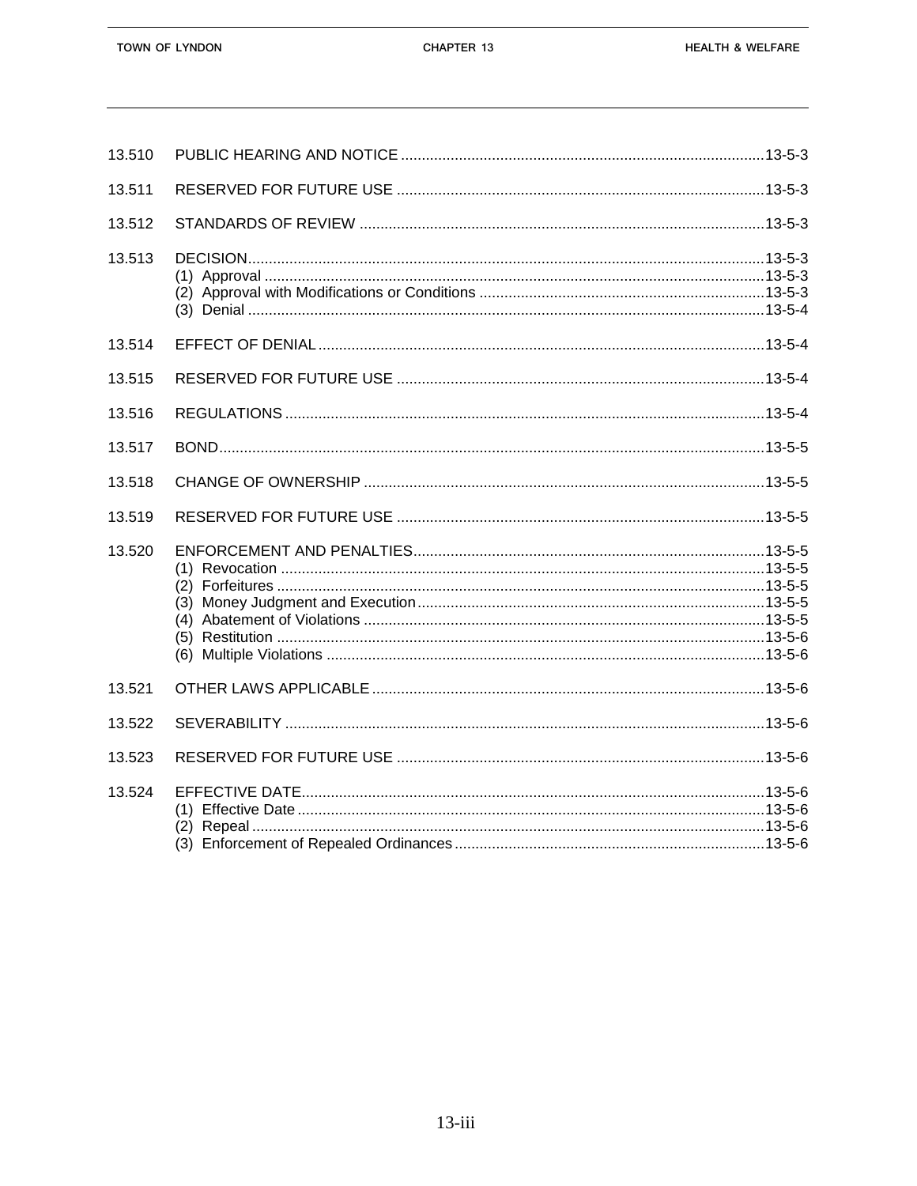| | | |
|---|---|---|
| 13.510 | PUBLIC HEARING AND NOTICE | 13-5-3 |
| 13.511 | RESERVED FOR FUTURE USE | 13-5-3 |
| 13.512 | STANDARDS OF REVIEW | 13-5-3 |
| 13.513 | DECISION | 13-5-3 |
| | (1) Approval | 13-5-3 |
| | (2) Approval with Modifications or Conditions | 13-5-3 |
| | (3) Denial | 13-5-4 |
| 13.514 | EFFECT OF DENIAL | 13-5-4 |
| 13.515 | RESERVED FOR FUTURE USE | 13-5-4 |
| 13.516 | REGULATIONS | 13-5-4 |
| 13.517 | BOND | 13-5-5 |
| 13.518 | CHANGE OF OWNERSHIP | 13-5-5 |
| 13.519 | RESERVED FOR FUTURE USE | 13-5-5 |
| 13.520 | ENFORCEMENT AND PENALTIES | 13-5-5 |
| | (1) Revocation | 13-5-5 |
| | (2) Forfeitures | 13-5-5 |
| | (3) Money Judgment and Execution | 13-5-5 |
| | (4) Abatement of Violations | 13-5-5 |
| | (5) Restitution | 13-5-6 |
| | (6) Multiple Violations | 13-5-6 |
| 13.521 | OTHER LAWS APPLICABLE | 13-5-6 |
| 13.522 | SEVERABILITY | 13-5-6 |
| 13.523 | RESERVED FOR FUTURE USE | 13-5-6 |
| 13.524 | EFFECTIVE DATE | 13-5-6 |
| | (1) Effective Date | 13-5-6 |
| | (2) Repeal | 13-5-6 |
| | (3) Enforcement of Repealed Ordinances | 13-5-6 |